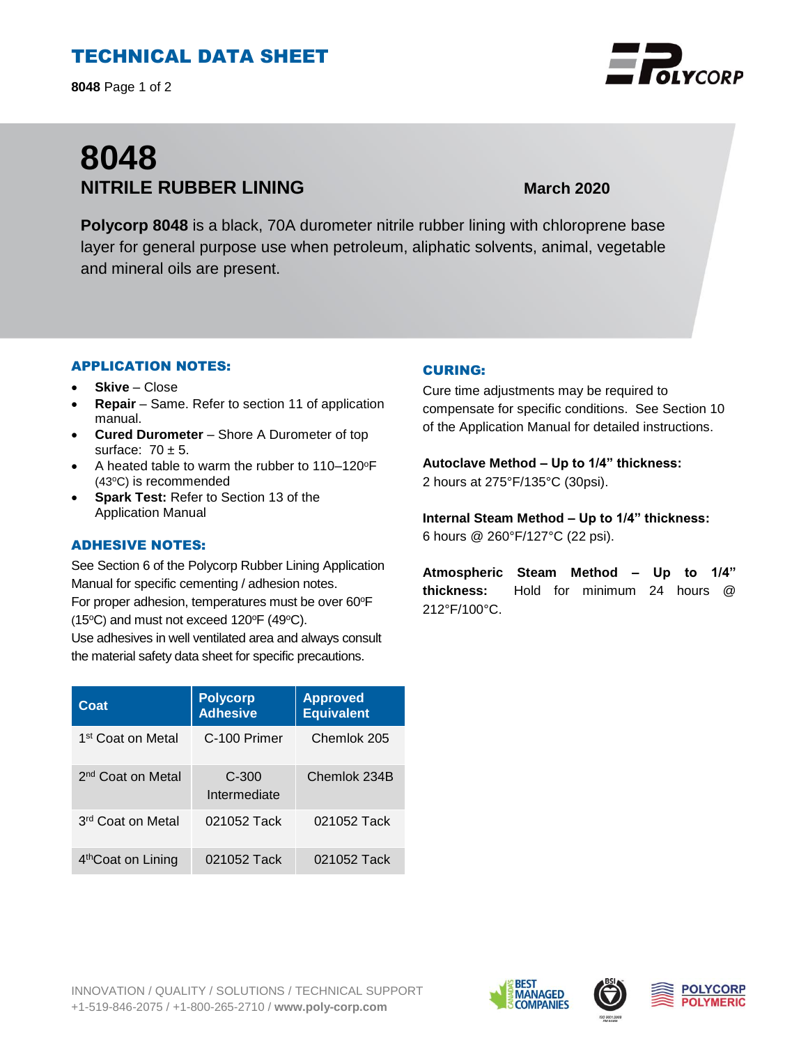# TECHNICAL DATA SHEET

# 8048

## NITRILE RUBBER LINING

**March 2020**

**Polycorp 8048** is a black, 70A durometer nitrile rubber lining with chloroprene base layer for general purpose use when petroleum, aliphatic solvents, animal, vegetable and mineral oils are present.

### APPLICATION NOTES:

- **Skive** – Close
- **Repair** – Same. Refer to section 11 of application manual.
- **Cured Durometer** – Shore A Durometer of top surface: 70 ± 5.
- A heated table to warm the rubber to 110–120ºF (43ºC) is recommended
- **Spark Test:** Refer to Section 13 of the Application Manual

### ADHESIVE NOTES:

See Section 6 of the Polycorp Rubber Lining Application Manual for specific cementing / adhesion notes.
For proper adhesion, temperatures must be over 60ºF (15ºC) and must not exceed 120ºF (49ºC).
Use adhesives in well ventilated area and always consult the material safety data sheet for specific precautions.

| Coat | Polycorp Adhesive | Approved Equivalent |
|---|---|---|
| 1st Coat on Metal | C-100 Primer | Chemlok 205 |
| 2nd Coat on Metal | C-300 Intermediate | Chemlok 234B |
| 3rd Coat on Metal | 021052 Tack | 021052 Tack |
| 4thCoat on Lining | 021052 Tack | 021052 Tack |

### CURING:

Cure time adjustments may be required to compensate for specific conditions. See Section 10 of the Application Manual for detailed instructions.

**Autoclave Method – Up to 1/4" thickness:**
2 hours at 275°F/135°C (30psi).

**Internal Steam Method – Up to 1/4" thickness:**
6 hours @ 260°F/127°C (22 psi).

**Atmospheric Steam Method – Up to 1/4" thickness:** Hold for minimum 24 hours @ 212°F/100°C.

INNOVATION / QUALITY / SOLUTIONS / TECHNICAL SUPPORT
+1-519-846-2075 / +1-800-265-2710 / **www.poly-corp.com**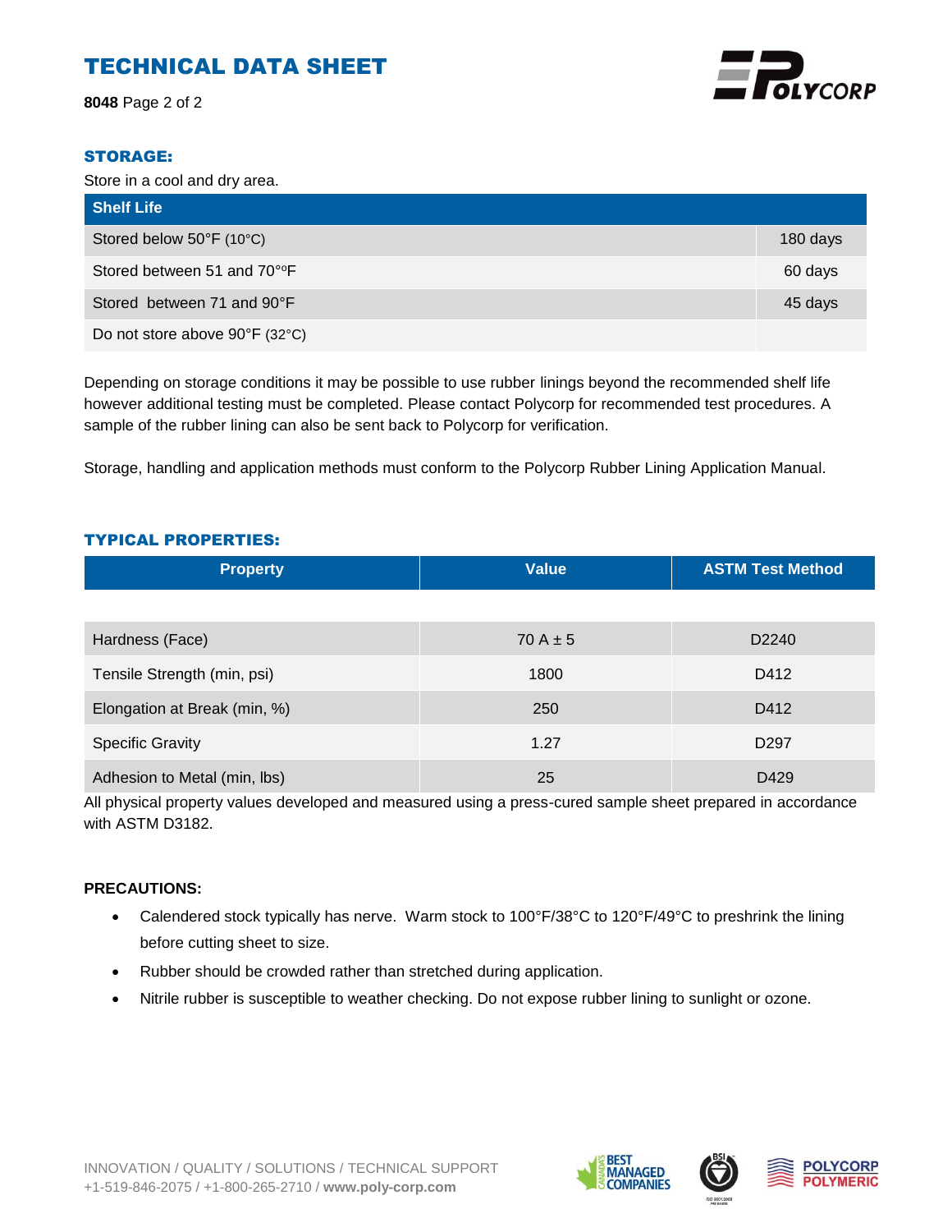## STORAGE:

Store in a cool and dry area.

| Shelf Life | |
|---|---|
| Stored below 50°F (10°C) | 180 days |
| Stored between 51 and 70°°F | 60 days |
| Stored between 71 and 90°F | 45 days |
| Do not store above 90°F (32°C) | |

Depending on storage conditions it may be possible to use rubber linings beyond the recommended shelf life however additional testing must be completed. Please contact Polycorp for recommended test procedures. A sample of the rubber lining can also be sent back to Polycorp for verification.

Storage, handling and application methods must conform to the Polycorp Rubber Lining Application Manual.

## TYPICAL PROPERTIES:

| Property | Value | ASTM Test Method |
|---|---|---|
| Hardness (Face) | 70 A ± 5 | D2240 |
| Tensile Strength (min, psi) | 1800 | D412 |
| Elongation at Break (min, %) | 250 | D412 |
| Specific Gravity | 1.27 | D297 |
| Adhesion to Metal (min, lbs) | 25 | D429 |

All physical property values developed and measured using a press-cured sample sheet prepared in accordance with ASTM D3182.

**PRECAUTIONS:**

- Calendered stock typically has nerve. Warm stock to 100°F/38°C to 120°F/49°C to preshrink the lining before cutting sheet to size.
- Rubber should be crowded rather than stretched during application.
- Nitrile rubber is susceptible to weather checking. Do not expose rubber lining to sunlight or ozone.

INNOVATION / QUALITY / SOLUTIONS / TECHNICAL SUPPORT
+1-519-846-2075 / +1-800-265-2710 / **www.poly-corp.com**